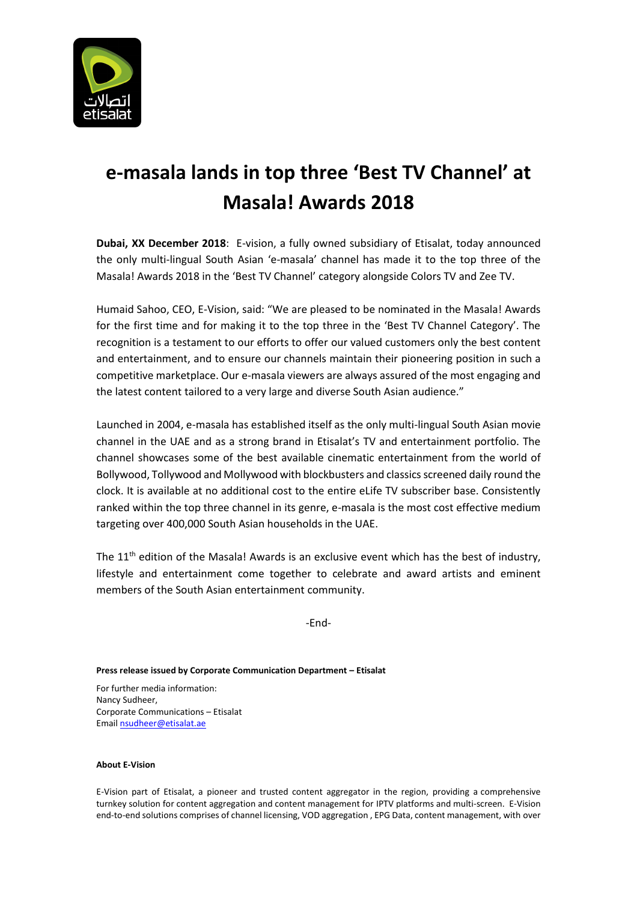# e-masala lands in top three 'Best TV Channel' at Masala! Awards 2018

**Dubai, XX December 2018**: E-vision, a fully owned subsidiary of Etisalat, today announced the only multi-lingual South Asian 'e-masala' channel has made it to the top three of the Masala! Awards 2018 in the 'Best TV Channel' category alongside Colors TV and Zee TV.

Humaid Sahoo, CEO, E-Vision, said: "We are pleased to be nominated in the Masala! Awards for the first time and for making it to the top three in the 'Best TV Channel Category'. The recognition is a testament to our efforts to offer our valued customers only the best content and entertainment, and to ensure our channels maintain their pioneering position in such a competitive marketplace. Our e-masala viewers are always assured of the most engaging and the latest content tailored to a very large and diverse South Asian audience."

Launched in 2004, e-masala has established itself as the only multi-lingual South Asian movie channel in the UAE and as a strong brand in Etisalat's TV and entertainment portfolio. The channel showcases some of the best available cinematic entertainment from the world of Bollywood, Tollywood and Mollywood with blockbusters and classics screened daily round the clock. It is available at no additional cost to the entire eLife TV subscriber base. Consistently ranked within the top three channel in its genre, e-masala is the most cost effective medium targeting over 400,000 South Asian households in the UAE.

The 11th edition of the Masala! Awards is an exclusive event which has the best of industry, lifestyle and entertainment come together to celebrate and award artists and eminent members of the South Asian entertainment community.

-End-

**Press release issued by Corporate Communication Department – Etisalat**

For further media information:
Nancy Sudheer,
Corporate Communications – Etisalat
Email nsudheer@etisalat.ae

**About E-Vision**

E-Vision part of Etisalat, a pioneer and trusted content aggregator in the region, providing a comprehensive turnkey solution for content aggregation and content management for IPTV platforms and multi-screen. E-Vision end-to-end solutions comprises of channel licensing, VOD aggregation , EPG Data, content management, with over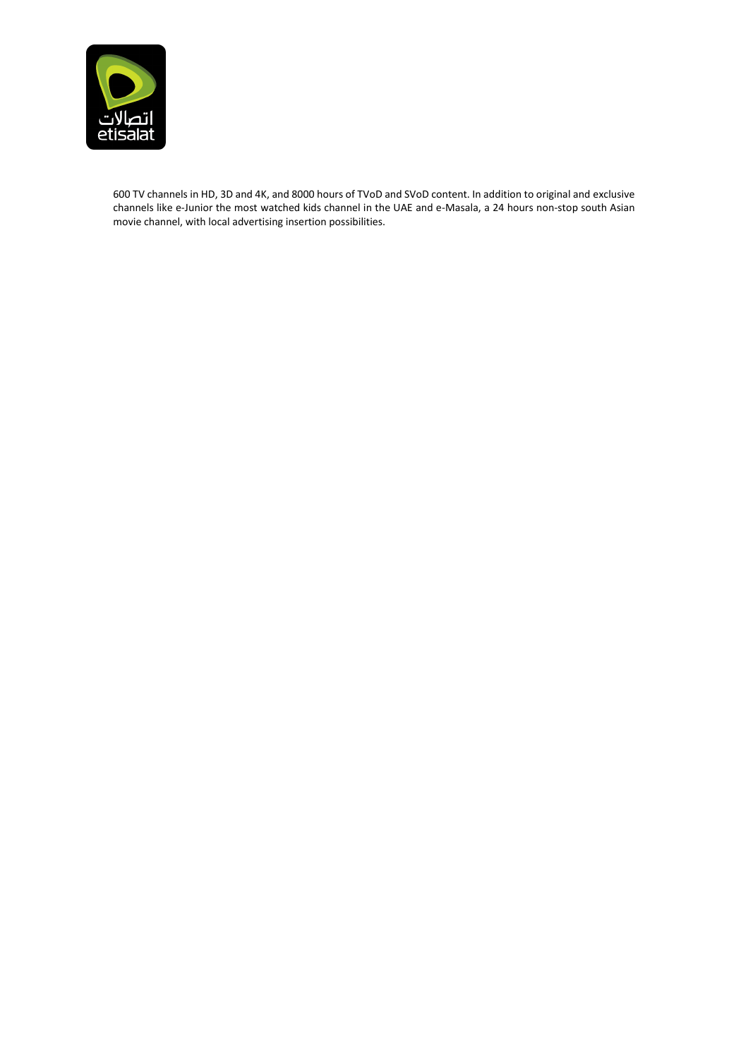600 TV channels in HD, 3D and 4K, and 8000 hours of TVoD and SVoD content. In addition to original and exclusive channels like e-Junior the most watched kids channel in the UAE and e-Masala, a 24 hours non-stop south Asian movie channel, with local advertising insertion possibilities.